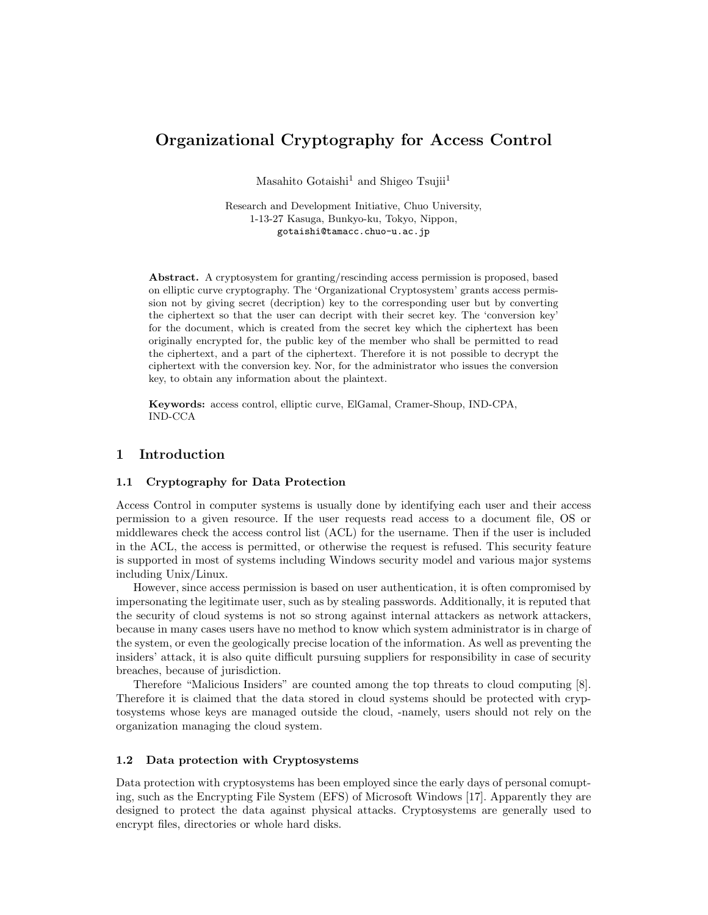# Organizational Cryptography for Access Control

Masahito Gotaishi[1] and Shigeo Tsujii[1]

Research and Development Initiative, Chuo University,
1-13-27 Kasuga, Bunkyo-ku, Tokyo, Nippon,
gotaishi@tamacc.chuo-u.ac.jp

**Abstract.** A cryptosystem for granting/rescinding access permission is proposed, based on elliptic curve cryptography. The 'Organizational Cryptosystem' grants access permission not by giving secret (decription) key to the corresponding user but by converting the ciphertext so that the user can decript with their secret key. The 'conversion key' for the document, which is created from the secret key which the ciphertext has been originally encrypted for, the public key of the member who shall be permitted to read the ciphertext, and a part of the ciphertext. Therefore it is not possible to decrypt the ciphertext with the conversion key. Nor, for the administrator who issues the conversion key, to obtain any information about the plaintext.

**Keywords:** access control, elliptic curve, ElGamal, Cramer-Shoup, IND-CPA, IND-CCA

## 1 Introduction

### 1.1 Cryptography for Data Protection

Access Control in computer systems is usually done by identifying each user and their access permission to a given resource. If the user requests read access to a document file, OS or middlewares check the access control list (ACL) for the username. Then if the user is included in the ACL, the access is permitted, or otherwise the request is refused. This security feature is supported in most of systems including Windows security model and various major systems including Unix/Linux.

However, since access permission is based on user authentication, it is often compromised by impersonating the legitimate user, such as by stealing passwords. Additionally, it is reputed that the security of cloud systems is not so strong against internal attackers as network attackers, because in many cases users have no method to know which system administrator is in charge of the system, or even the geologically precise location of the information. As well as preventing the insiders' attack, it is also quite difficult pursuing suppliers for responsibility in case of security breaches, because of jurisdiction.

Therefore "Malicious Insiders" are counted among the top threats to cloud computing [8]. Therefore it is claimed that the data stored in cloud systems should be protected with cryptosystems whose keys are managed outside the cloud, -namely, users should not rely on the organization managing the cloud system.

### 1.2 Data protection with Cryptosystems

Data protection with cryptosystems has been employed since the early days of personal comupting, such as the Encrypting File System (EFS) of Microsoft Windows [17]. Apparently they are designed to protect the data against physical attacks. Cryptosystems are generally used to encrypt files, directories or whole hard disks.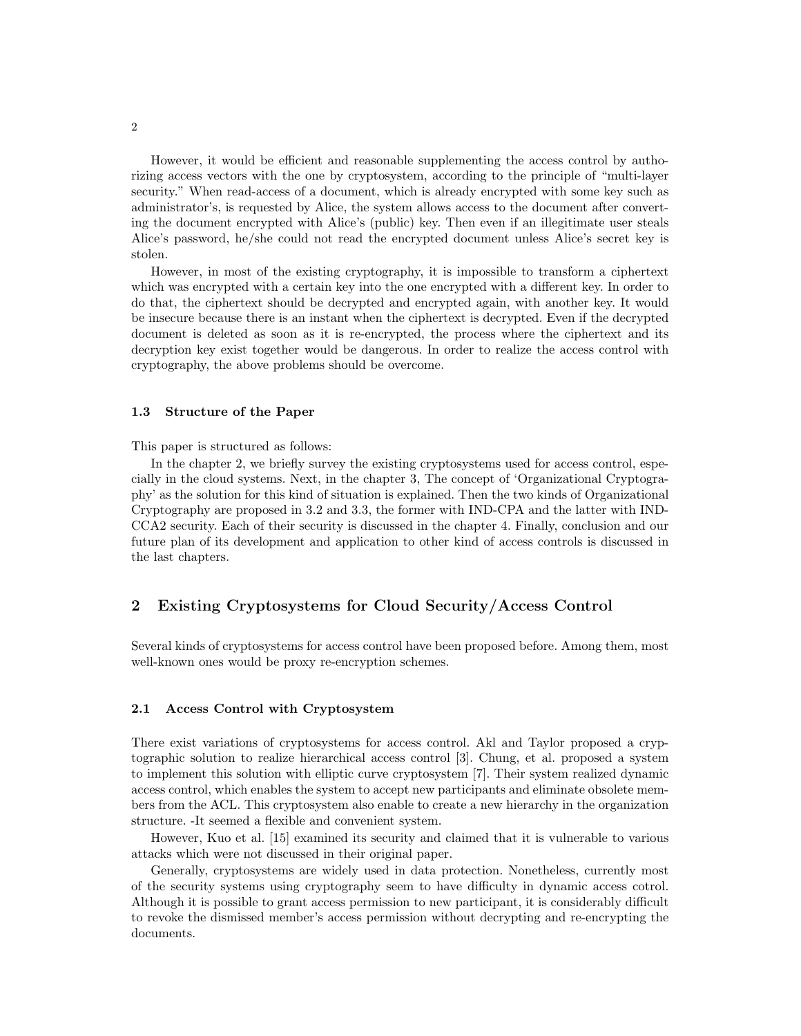However, it would be efficient and reasonable supplementing the access control by authorizing access vectors with the one by cryptosystem, according to the principle of "multi-layer security." When read-access of a document, which is already encrypted with some key such as administrator's, is requested by Alice, the system allows access to the document after converting the document encrypted with Alice's (public) key. Then even if an illegitimate user steals Alice's password, he/she could not read the encrypted document unless Alice's secret key is stolen.

However, in most of the existing cryptography, it is impossible to transform a ciphertext which was encrypted with a certain key into the one encrypted with a different key. In order to do that, the ciphertext should be decrypted and encrypted again, with another key. It would be insecure because there is an instant when the ciphertext is decrypted. Even if the decrypted document is deleted as soon as it is re-encrypted, the process where the ciphertext and its decryption key exist together would be dangerous. In order to realize the access control with cryptography, the above problems should be overcome.

### 1.3 Structure of the Paper

This paper is structured as follows:

In the chapter 2, we briefly survey the existing cryptosystems used for access control, especially in the cloud systems. Next, in the chapter 3, The concept of 'Organizational Cryptography' as the solution for this kind of situation is explained. Then the two kinds of Organizational Cryptography are proposed in 3.2 and 3.3, the former with IND-CPA and the latter with IND-CCA2 security. Each of their security is discussed in the chapter 4. Finally, conclusion and our future plan of its development and application to other kind of access controls is discussed in the last chapters.

## 2 Existing Cryptosystems for Cloud Security/Access Control

Several kinds of cryptosystems for access control have been proposed before. Among them, most well-known ones would be proxy re-encryption schemes.

### 2.1 Access Control with Cryptosystem

There exist variations of cryptosystems for access control. Akl and Taylor proposed a cryptographic solution to realize hierarchical access control [3]. Chung, et al. proposed a system to implement this solution with elliptic curve cryptosystem [7]. Their system realized dynamic access control, which enables the system to accept new participants and eliminate obsolete members from the ACL. This cryptosystem also enable to create a new hierarchy in the organization structure. -It seemed a flexible and convenient system.

However, Kuo et al. [15] examined its security and claimed that it is vulnerable to various attacks which were not discussed in their original paper.

Generally, cryptosystems are widely used in data protection. Nonetheless, currently most of the security systems using cryptography seem to have difficulty in dynamic access cotrol. Although it is possible to grant access permission to new participant, it is considerably difficult to revoke the dismissed member's access permission without decrypting and re-encrypting the documents.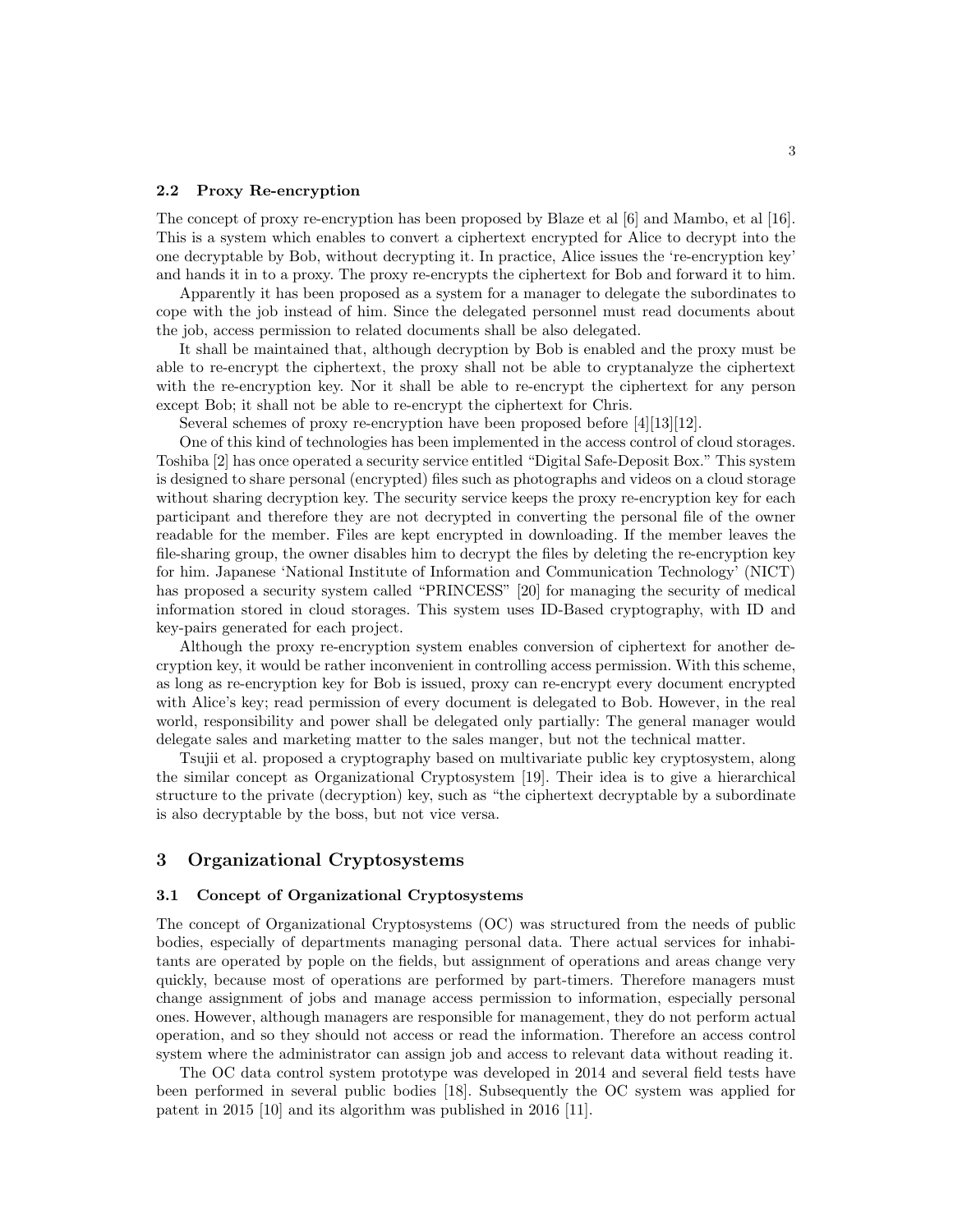### 2.2 Proxy Re-encryption

The concept of proxy re-encryption has been proposed by Blaze et al [6] and Mambo, et al [16]. This is a system which enables to convert a ciphertext encrypted for Alice to decrypt into the one decryptable by Bob, without decrypting it. In practice, Alice issues the 're-encryption key' and hands it in to a proxy. The proxy re-encrypts the ciphertext for Bob and forward it to him.

Apparently it has been proposed as a system for a manager to delegate the subordinates to cope with the job instead of him. Since the delegated personnel must read documents about the job, access permission to related documents shall be also delegated.

It shall be maintained that, although decryption by Bob is enabled and the proxy must be able to re-encrypt the ciphertext, the proxy shall not be able to cryptanalyze the ciphertext with the re-encryption key. Nor it shall be able to re-encrypt the ciphertext for any person except Bob; it shall not be able to re-encrypt the ciphertext for Chris.

Several schemes of proxy re-encryption have been proposed before [4][13][12].

One of this kind of technologies has been implemented in the access control of cloud storages. Toshiba [2] has once operated a security service entitled "Digital Safe-Deposit Box." This system is designed to share personal (encrypted) files such as photographs and videos on a cloud storage without sharing decryption key. The security service keeps the proxy re-encryption key for each participant and therefore they are not decrypted in converting the personal file of the owner readable for the member. Files are kept encrypted in downloading. If the member leaves the file-sharing group, the owner disables him to decrypt the files by deleting the re-encryption key for him. Japanese 'National Institute of Information and Communication Technology' (NICT) has proposed a security system called "PRINCESS" [20] for managing the security of medical information stored in cloud storages. This system uses ID-Based cryptography, with ID and key-pairs generated for each project.

Although the proxy re-encryption system enables conversion of ciphertext for another decryption key, it would be rather inconvenient in controlling access permission. With this scheme, as long as re-encryption key for Bob is issued, proxy can re-encrypt every document encrypted with Alice's key; read permission of every document is delegated to Bob. However, in the real world, responsibility and power shall be delegated only partially: The general manager would delegate sales and marketing matter to the sales manger, but not the technical matter.

Tsujii et al. proposed a cryptography based on multivariate public key cryptosystem, along the similar concept as Organizational Cryptosystem [19]. Their idea is to give a hierarchical structure to the private (decryption) key, such as "the ciphertext decryptable by a subordinate is also decryptable by the boss, but not vice versa.

## 3 Organizational Cryptosystems

### 3.1 Concept of Organizational Cryptosystems

The concept of Organizational Cryptosystems (OC) was structured from the needs of public bodies, especially of departments managing personal data. There actual services for inhabitants are operated by pople on the fields, but assignment of operations and areas change very quickly, because most of operations are performed by part-timers. Therefore managers must change assignment of jobs and manage access permission to information, especially personal ones. However, although managers are responsible for management, they do not perform actual operation, and so they should not access or read the information. Therefore an access control system where the administrator can assign job and access to relevant data without reading it.

The OC data control system prototype was developed in 2014 and several field tests have been performed in several public bodies [18]. Subsequently the OC system was applied for patent in 2015 [10] and its algorithm was published in 2016 [11].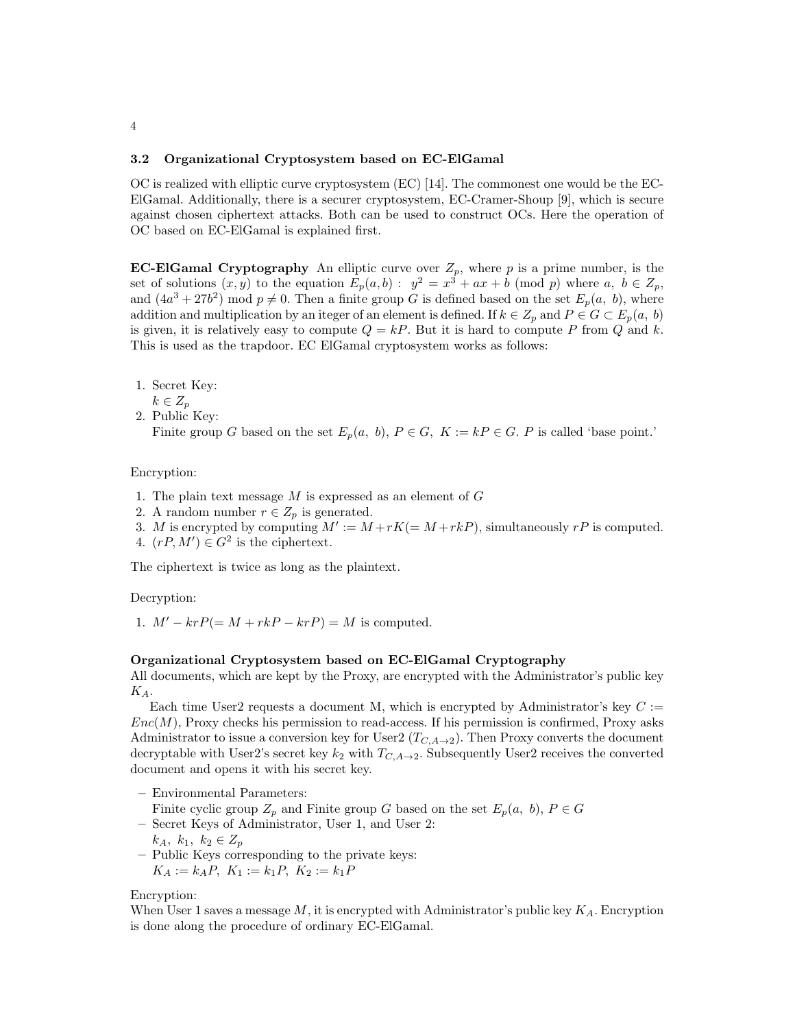### 3.2 Organizational Cryptosystem based on EC-ElGamal

OC is realized with elliptic curve cryptosystem (EC) [14]. The commonest one would be the EC-ElGamal. Additionally, there is a securer cryptosystem, EC-Cramer-Shoup [9], which is secure against chosen ciphertext attacks. Both can be used to construct OCs. Here the operation of OC based on EC-ElGamal is explained first.

**EC-ElGamal Cryptography** An elliptic curve over $Z_p$, where $p$ is a prime number, is the set of solutions $(x, y)$ to the equation $E_p(a, b): \ y^2 = x^3 + ax + b \pmod p$ where $a, \ b \in Z_p$, and $(4a^3 + 27b^2) \bmod p \neq 0$. Then a finite group $G$ is defined based on the set $E_p(a, \ b)$, where addition and multiplication by an iteger of an element is defined. If $k \in Z_p$ and $P \in G \subset E_p(a, \ b)$ is given, it is relatively easy to compute $Q = kP$. But it is hard to compute $P$ from $Q$ and $k$. This is used as the trapdoor. EC ElGamal cryptosystem works as follows:

1. Secret Key:
   $k \in Z_p$
2. Public Key:
   Finite group $G$ based on the set $E_p(a, \ b)$, $P \in G$, $K := kP \in G$. $P$ is called 'base point.'

Encryption:

1. The plain text message $M$ is expressed as an element of $G$
2. A random number $r \in Z_p$ is generated.
3. $M$ is encrypted by computing $M' := M + rK (= M + rkP)$, simultaneously $rP$ is computed.
4. $(rP, M') \in G^2$ is the ciphertext.

The ciphertext is twice as long as the plaintext.

Decryption:

1. $M' - krP (= M + rkP - krP) = M$ is computed.

**Organizational Cryptosystem based on EC-ElGamal Cryptography**
All documents, which are kept by the Proxy, are encrypted with the Administrator's public key $K_A$.

Each time User2 requests a document M, which is encrypted by Administrator's key $C := Enc(M)$, Proxy checks his permission to read-access. If his permission is confirmed, Proxy asks Administrator to issue a conversion key for User2 ($T_{C,A\rightarrow 2}$). Then Proxy converts the document decryptable with User2's secret key $k_2$ with $T_{C,A\rightarrow 2}$. Subsequently User2 receives the converted document and opens it with his secret key.

- Environmental Parameters:
  Finite cyclic group $Z_p$ and Finite group $G$ based on the set $E_p(a, \ b)$, $P \in G$
- Secret Keys of Administrator, User 1, and User 2:
  $k_A, \ k_1, \ k_2 \in Z_p$
- Public Keys corresponding to the private keys:
  $K_A := k_A P, \ K_1 := k_1 P, \ K_2 := k_1 P$

Encryption:
When User 1 saves a message $M$, it is encrypted with Administrator's public key $K_A$. Encryption is done along the procedure of ordinary EC-ElGamal.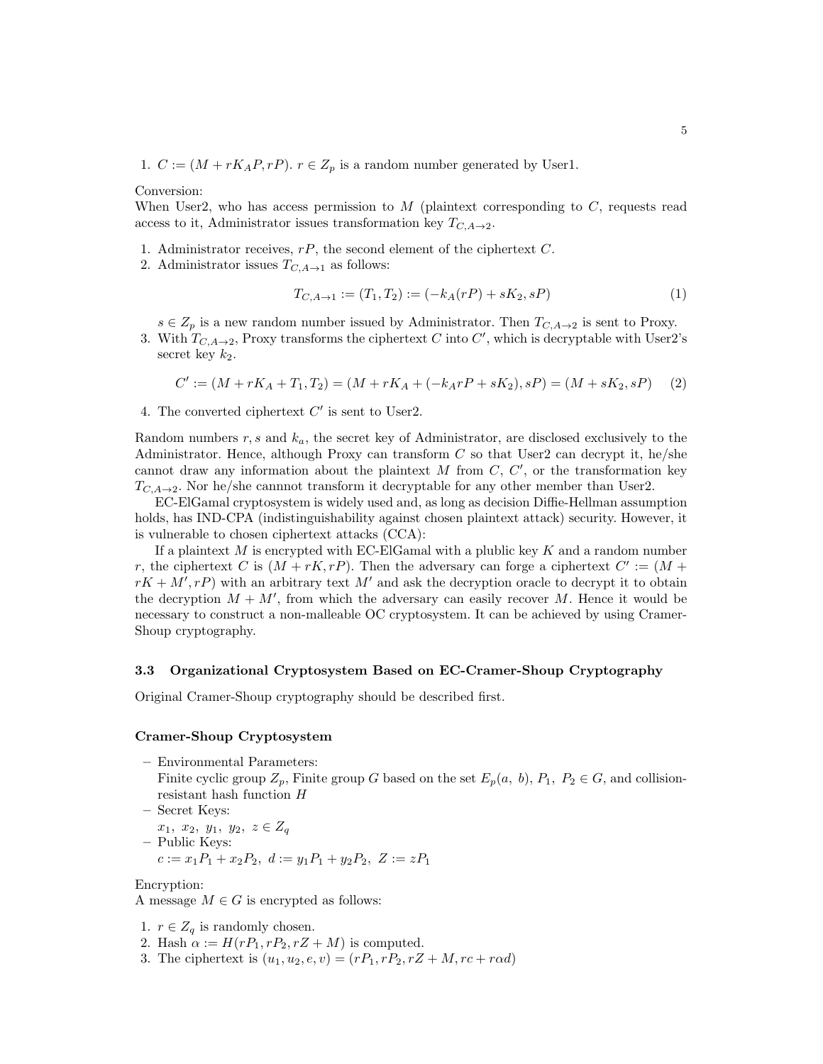1. $C := (M + rK_AP, rP)$. $r \in Z_p$ is a random number generated by User1.

Conversion:
When User2, who has access permission to $M$ (plaintext corresponding to $C$, requests read access to it, Administrator issues transformation key $T_{C,A\to 2}$.

1. Administrator receives, $rP$, the second element of the ciphertext $C$.
2. Administrator issues $T_{C,A\to 1}$ as follows:

$$T_{C,A\to 1} := (T_1, T_2) := (-k_A(rP) + sK_2, sP) \tag{1}$$

   $s \in Z_p$ is a new random number issued by Administrator. Then $T_{C,A\to 2}$ is sent to Proxy.
3. With $T_{C,A\to 2}$, Proxy transforms the ciphertext $C$ into $C'$, which is decryptable with User2's secret key $k_2$.

$$C' := (M + rK_A + T_1, T_2) = (M + rK_A + (-k_ArP + sK_2), sP) = (M + sK_2, sP) \tag{2}$$

4. The converted ciphertext $C'$ is sent to User2.

Random numbers $r, s$ and $k_a$, the secret key of Administrator, are disclosed exclusively to the Administrator. Hence, although Proxy can transform $C$ so that User2 can decrypt it, he/she cannot draw any information about the plaintext $M$ from $C$, $C'$, or the transformation key $T_{C,A\to 2}$. Nor he/she cannnot transform it decryptable for any other member than User2.

EC-ElGamal cryptosystem is widely used and, as long as decision Diffie-Hellman assumption holds, has IND-CPA (indistinguishability against chosen plaintext attack) security. However, it is vulnerable to chosen ciphertext attacks (CCA):

If a plaintext $M$ is encrypted with EC-ElGamal with a plublic key $K$ and a random number $r$, the ciphertext $C$ is $(M + rK, rP)$. Then the adversary can forge a ciphertext $C' := (M + rK + M', rP)$ with an arbitrary text $M'$ and ask the decryption oracle to decrypt it to obtain the decryption $M + M'$, from which the adversary can easily recover $M$. Hence it would be necessary to construct a non-malleable OC cryptosystem. It can be achieved by using Cramer-Shoup cryptography.

### 3.3 Organizational Cryptosystem Based on EC-Cramer-Shoup Cryptography

Original Cramer-Shoup cryptography should be described first.

**Cramer-Shoup Cryptosystem**

- Environmental Parameters:
  Finite cyclic group $Z_p$, Finite group $G$ based on the set $E_p(a,\ b)$, $P_1,\ P_2 \in G$, and collision-resistant hash function $H$
- Secret Keys:
  $x_1,\ x_2,\ y_1,\ y_2,\ z \in Z_q$
- Public Keys:
  $c := x_1P_1 + x_2P_2,\ d := y_1P_1 + y_2P_2,\ Z := zP_1$

Encryption:
A message $M \in G$ is encrypted as follows:

1. $r \in Z_q$ is randomly chosen.
2. Hash $\alpha := H(rP_1, rP_2, rZ + M)$ is computed.
3. The ciphertext is $(u_1, u_2, e, v) = (rP_1, rP_2, rZ + M, rc + r\alpha d)$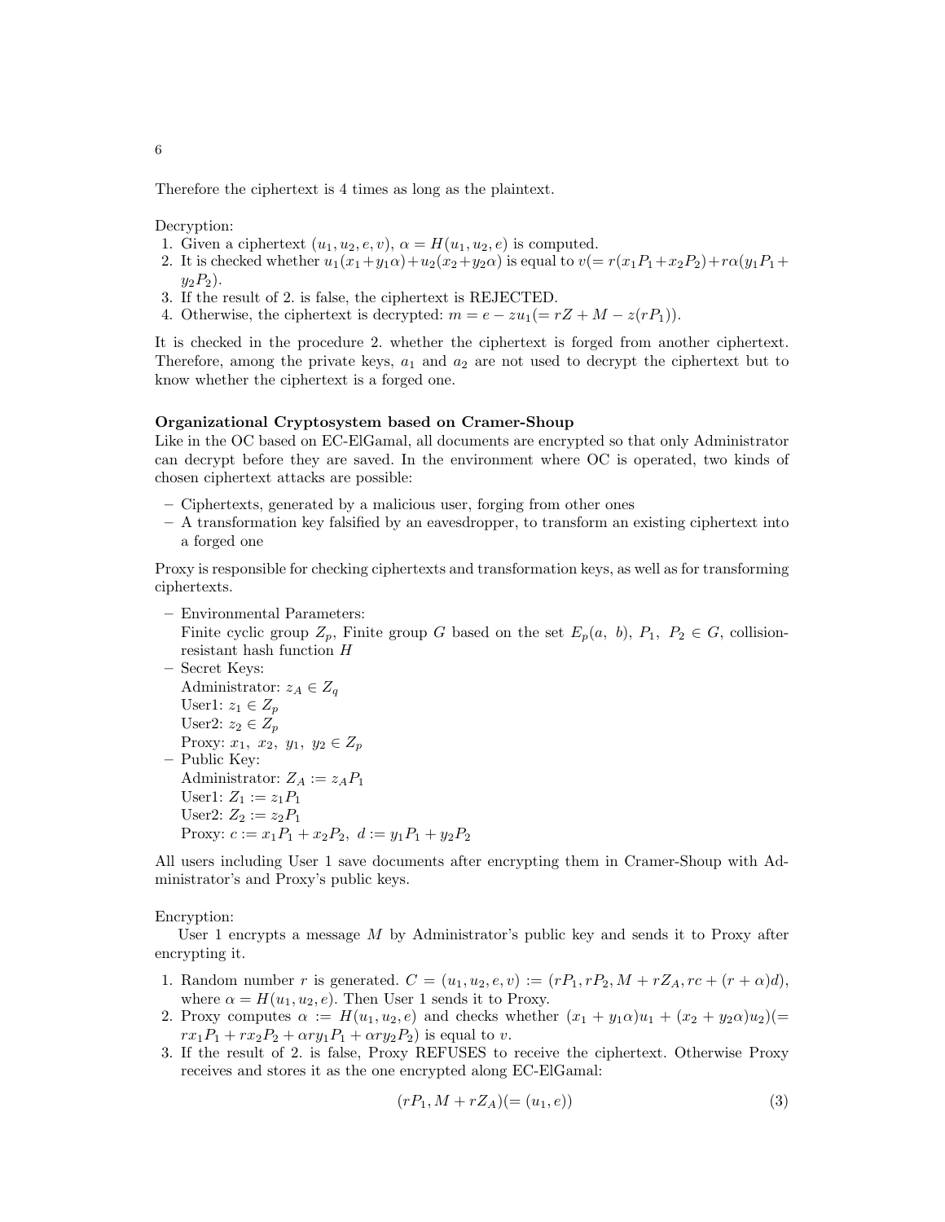Therefore the ciphertext is 4 times as long as the plaintext.

Decryption:

1. Given a ciphertext $(u_1, u_2, e, v)$, $\alpha = H(u_1, u_2, e)$ is computed.
2. It is checked whether $u_1(x_1+y_1\alpha)+u_2(x_2+y_2\alpha)$ is equal to $v(= r(x_1P_1+x_2P_2)+r\alpha(y_1P_1+y_2P_2)$.
3. If the result of 2. is false, the ciphertext is REJECTED.
4. Otherwise, the ciphertext is decrypted: $m = e - zu_1(= rZ + M - z(rP_1))$.

It is checked in the procedure 2. whether the ciphertext is forged from another ciphertext. Therefore, among the private keys, $a_1$ and $a_2$ are not used to decrypt the ciphertext but to know whether the ciphertext is a forged one.

**Organizational Cryptosystem based on Cramer-Shoup**

Like in the OC based on EC-ElGamal, all documents are encrypted so that only Administrator can decrypt before they are saved. In the environment where OC is operated, two kinds of chosen ciphertext attacks are possible:

- Ciphertexts, generated by a malicious user, forging from other ones
- A transformation key falsified by an eavesdropper, to transform an existing ciphertext into a forged one

Proxy is responsible for checking ciphertexts and transformation keys, as well as for transforming ciphertexts.

- Environmental Parameters:
  Finite cyclic group $Z_p$, Finite group $G$ based on the set $E_p(a,\ b)$, $P_1,\ P_2 \in G$, collision-resistant hash function $H$
- Secret Keys:
  Administrator: $z_A \in Z_q$
  User1: $z_1 \in Z_p$
  User2: $z_2 \in Z_p$
  Proxy: $x_1,\ x_2,\ y_1,\ y_2 \in Z_p$
- Public Key:
  Administrator: $Z_A := z_A P_1$
  User1: $Z_1 := z_1 P_1$
  User2: $Z_2 := z_2 P_1$
  Proxy: $c := x_1P_1 + x_2P_2,\ d := y_1P_1 + y_2P_2$

All users including User 1 save documents after encrypting them in Cramer-Shoup with Administrator's and Proxy's public keys.

Encryption:

User 1 encrypts a message $M$ by Administrator's public key and sends it to Proxy after encrypting it.

1. Random number $r$ is generated. $C = (u_1, u_2, e, v) := (rP_1, rP_2, M + rZ_A, rc + (r + \alpha)d)$, where $\alpha = H(u_1, u_2, e)$. Then User 1 sends it to Proxy.
2. Proxy computes $\alpha := H(u_1, u_2, e)$ and checks whether $(x_1 + y_1\alpha)u_1 + (x_2 + y_2\alpha)u_2)(= rx_1P_1 + rx_2P_2 + \alpha ry_1P_1 + \alpha ry_2P_2)$ is equal to $v$.
3. If the result of 2. is false, Proxy REFUSES to receive the ciphertext. Otherwise Proxy receives and stores it as the one encrypted along EC-ElGamal:

$$(rP_1, M + rZ_A)(= (u_1, e)) \tag{3}$$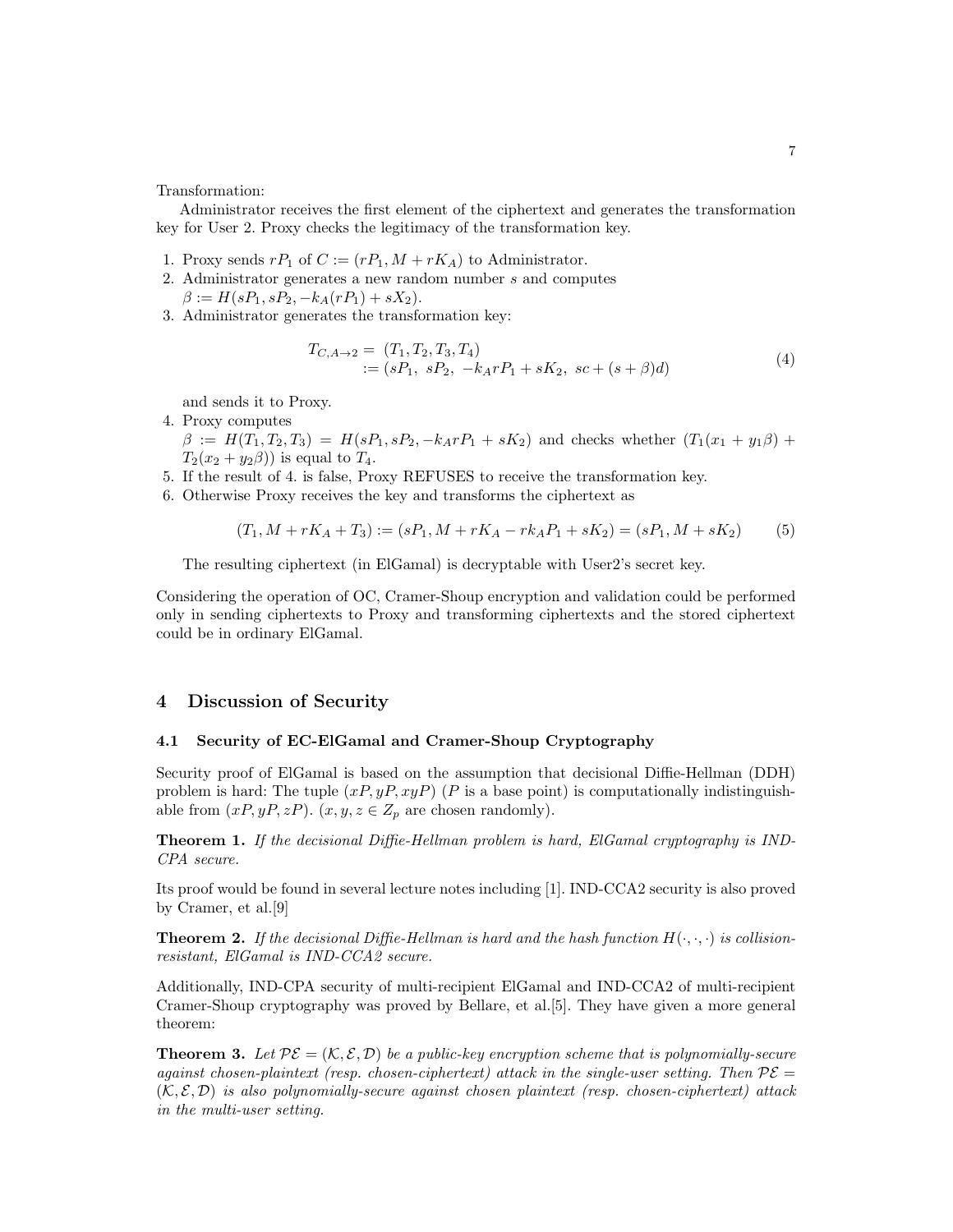Transformation:

Administrator receives the first element of the ciphertext and generates the transformation key for User 2. Proxy checks the legitimacy of the transformation key.

1. Proxy sends $rP_1$ of $C := (rP_1, M + rK_A)$ to Administrator.
2. Administrator generates a new random number $s$ and computes $\beta := H(sP_1, sP_2, -k_A(rP_1) + sX_2)$.
3. Administrator generates the transformation key:

$$\begin{aligned} T_{C,A\to 2} = &\ (T_1, T_2, T_3, T_4) \\ := &\ (sP_1,\ sP_2,\ -k_A rP_1 + sK_2,\ sc + (s+\beta)d) \end{aligned} \tag{4}$$

   and sends it to Proxy.
4. Proxy computes $\beta := H(T_1, T_2, T_3) = H(sP_1, sP_2, -k_A rP_1 + sK_2)$ and checks whether $(T_1(x_1 + y_1\beta) + T_2(x_2 + y_2\beta))$ is equal to $T_4$.
5. If the result of 4. is false, Proxy REFUSES to receive the transformation key.
6. Otherwise Proxy receives the key and transforms the ciphertext as

$$(T_1, M + rK_A + T_3) := (sP_1, M + rK_A - rk_A P_1 + sK_2) = (sP_1, M + sK_2) \tag{5}$$

   The resulting ciphertext (in ElGamal) is decryptable with User2's secret key.

Considering the operation of OC, Cramer-Shoup encryption and validation could be performed only in sending ciphertexts to Proxy and transforming ciphertexts and the stored ciphertext could be in ordinary ElGamal.

## 4 Discussion of Security

### 4.1 Security of EC-ElGamal and Cramer-Shoup Cryptography

Security proof of ElGamal is based on the assumption that decisional Diffie-Hellman (DDH) problem is hard: The tuple $(xP, yP, xyP)$ ($P$ is a base point) is computationally indistinguishable from $(xP, yP, zP)$. ($x, y, z \in Z_p$ are chosen randomly).

**Theorem 1.** *If the decisional Diffie-Hellman problem is hard, ElGamal cryptography is IND-CPA secure.*

Its proof would be found in several lecture notes including [1]. IND-CCA2 security is also proved by Cramer, et al.[9]

**Theorem 2.** *If the decisional Diffie-Hellman is hard and the hash function $H(\cdot,\cdot,\cdot)$ is collision-resistant, ElGamal is IND-CCA2 secure.*

Additionally, IND-CPA security of multi-recipient ElGamal and IND-CCA2 of multi-recipient Cramer-Shoup cryptography was proved by Bellare, et al.[5]. They have given a more general theorem:

**Theorem 3.** *Let $\mathcal{PE} = (\mathcal{K}, \mathcal{E}, \mathcal{D})$ be a public-key encryption scheme that is polynomially-secure against chosen-plaintext (resp. chosen-ciphertext) attack in the single-user setting. Then $\mathcal{PE} = (\mathcal{K}, \mathcal{E}, \mathcal{D})$ is also polynomially-secure against chosen plaintext (resp. chosen-ciphertext) attack in the multi-user setting.*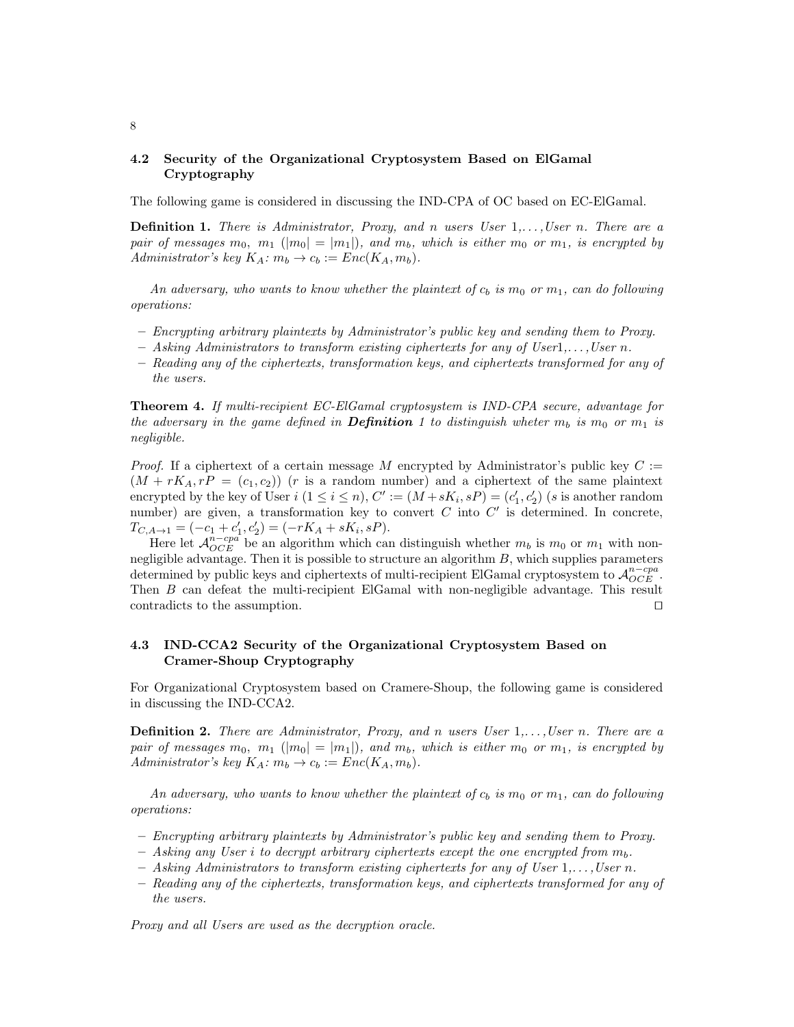### 4.2 Security of the Organizational Cryptosystem Based on ElGamal Cryptography

The following game is considered in discussing the IND-CPA of OC based on EC-ElGamal.

**Definition 1.** *There is Administrator, Proxy, and n users User 1,…, User n. There are a pair of messages $m_0$, $m_1$ ($|m_0| = |m_1|$), and $m_b$, which is either $m_0$ or $m_1$, is encrypted by Administrator's key $K_A$: $m_b \to c_b := Enc(K_A, m_b)$.*

*An adversary, who wants to know whether the plaintext of $c_b$ is $m_0$ or $m_1$, can do following operations:*

- *Encrypting arbitrary plaintexts by Administrator's public key and sending them to Proxy.*
- *Asking Administrators to transform existing ciphertexts for any of User1,…, User n.*
- *Reading any of the ciphertexts, transformation keys, and ciphertexts transformed for any of the users.*

**Theorem 4.** *If multi-recipient EC-ElGamal cryptosystem is IND-CPA secure, advantage for the adversary in the game defined in **Definition** 1 to distinguish wheter $m_b$ is $m_0$ or $m_1$ is negligible.*

*Proof.* If a ciphertext of a certain message $M$ encrypted by Administrator's public key $C := (M + rK_A, rP = (c_1, c_2))$ ($r$ is a random number) and a ciphertext of the same plaintext encrypted by the key of User $i$ ($1 \leq i \leq n$), $C' := (M + sK_i, sP) = (c'_1, c'_2)$ ($s$ is another random number) are given, a transformation key to convert $C$ into $C'$ is determined. In concrete, $T_{C,A \to 1} = (-c_1 + c'_1, c'_2) = (-rK_A + sK_i, sP)$.

Here let $\mathcal{A}^{n-cpa}_{OCE}$ be an algorithm which can distinguish whether $m_b$ is $m_0$ or $m_1$ with non-negligible advantage. Then it is possible to structure an algorithm $B$, which supplies parameters determined by public keys and ciphertexts of multi-recipient ElGamal cryptosystem to $\mathcal{A}^{n-cpa}_{OCE}$. Then $B$ can defeat the multi-recipient ElGamal with non-negligible advantage. This result contradicts to the assumption. □

### 4.3 IND-CCA2 Security of the Organizational Cryptosystem Based on Cramer-Shoup Cryptography

For Organizational Cryptosystem based on Cramere-Shoup, the following game is considered in discussing the IND-CCA2.

**Definition 2.** *There are Administrator, Proxy, and n users User 1,…, User n. There are a pair of messages $m_0$, $m_1$ ($|m_0| = |m_1|$), and $m_b$, which is either $m_0$ or $m_1$, is encrypted by Administrator's key $K_A$: $m_b \to c_b := Enc(K_A, m_b)$.*

*An adversary, who wants to know whether the plaintext of $c_b$ is $m_0$ or $m_1$, can do following operations:*

- *Encrypting arbitrary plaintexts by Administrator's public key and sending them to Proxy.*
- *Asking any User i to decrypt arbitrary ciphertexts except the one encrypted from $m_b$.*
- *Asking Administrators to transform existing ciphertexts for any of User 1,…, User n.*
- *Reading any of the ciphertexts, transformation keys, and ciphertexts transformed for any of the users.*

*Proxy and all Users are used as the decryption oracle.*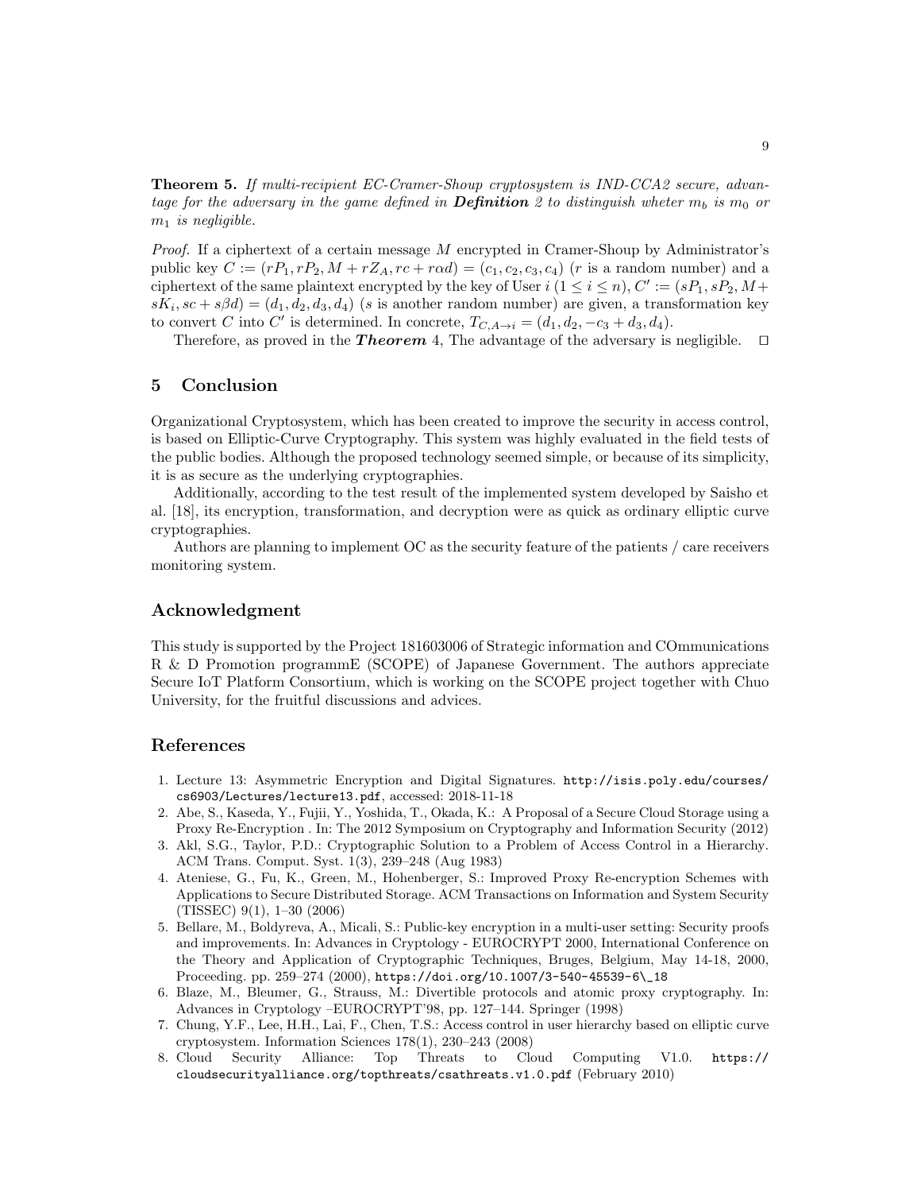**Theorem 5.** *If multi-recipient EC-Cramer-Shoup cryptosystem is IND-CCA2 secure, advantage for the adversary in the game defined in **Definition** 2 to distinguish wheter $m_b$ is $m_0$ or $m_1$ is negligible.*

*Proof.* If a ciphertext of a certain message $M$ encrypted in Cramer-Shoup by Administrator's public key $C := (rP_1, rP_2, M + rZ_A, rc + r\alpha d) = (c_1, c_2, c_3, c_4)$ ($r$ is a random number) and a ciphertext of the same plaintext encrypted by the key of User $i$ $(1 \leq i \leq n)$, $C' := (sP_1, sP_2, M + sK_i, sc + s\beta d) = (d_1, d_2, d_3, d_4)$ ($s$ is another random number) are given, a transformation key to convert $C$ into $C'$ is determined. In concrete, $T_{C,A \to i} = (d_1, d_2, -c_3 + d_3, d_4)$.

Therefore, as proved in the ***Theorem*** 4, The advantage of the adversary is negligible. □

## 5 Conclusion

Organizational Cryptosystem, which has been created to improve the security in access control, is based on Elliptic-Curve Cryptography. This system was highly evaluated in the field tests of the public bodies. Although the proposed technology seemed simple, or because of its simplicity, it is as secure as the underlying cryptographies.

Additionally, according to the test result of the implemented system developed by Saisho et al. [18], its encryption, transformation, and decryption were as quick as ordinary elliptic curve cryptographies.

Authors are planning to implement OC as the security feature of the patients / care receivers monitoring system.

## Acknowledgment

This study is supported by the Project 181603006 of Strategic information and COmmunications R & D Promotion programmE (SCOPE) of Japanese Government. The authors appreciate Secure IoT Platform Consortium, which is working on the SCOPE project together with Chuo University, for the fruitful discussions and advices.

## References

1. Lecture 13: Asymmetric Encryption and Digital Signatures. `http://isis.poly.edu/courses/cs6903/Lectures/lecture13.pdf`, accessed: 2018-11-18
2. Abe, S., Kaseda, Y., Fujii, Y., Yoshida, T., Okada, K.: A Proposal of a Secure Cloud Storage using a Proxy Re-Encryption . In: The 2012 Symposium on Cryptography and Information Security (2012)
3. Akl, S.G., Taylor, P.D.: Cryptographic Solution to a Problem of Access Control in a Hierarchy. ACM Trans. Comput. Syst. 1(3), 239–248 (Aug 1983)
4. Ateniese, G., Fu, K., Green, M., Hohenberger, S.: Improved Proxy Re-encryption Schemes with Applications to Secure Distributed Storage. ACM Transactions on Information and System Security (TISSEC) 9(1), 1–30 (2006)
5. Bellare, M., Boldyreva, A., Micali, S.: Public-key encryption in a multi-user setting: Security proofs and improvements. In: Advances in Cryptology - EUROCRYPT 2000, International Conference on the Theory and Application of Cryptographic Techniques, Bruges, Belgium, May 14-18, 2000, Proceeding. pp. 259–274 (2000), `https://doi.org/10.1007/3-540-45539-6_18`
6. Blaze, M., Bleumer, G., Strauss, M.: Divertible protocols and atomic proxy cryptography. In: Advances in Cryptology –EUROCRYPT'98, pp. 127–144. Springer (1998)
7. Chung, Y.F., Lee, H.H., Lai, F., Chen, T.S.: Access control in user hierarchy based on elliptic curve cryptosystem. Information Sciences 178(1), 230–243 (2008)
8. Cloud Security Alliance: Top Threats to Cloud Computing V1.0. `https://cloudsecurityalliance.org/topthreats/csathreats.v1.0.pdf` (February 2010)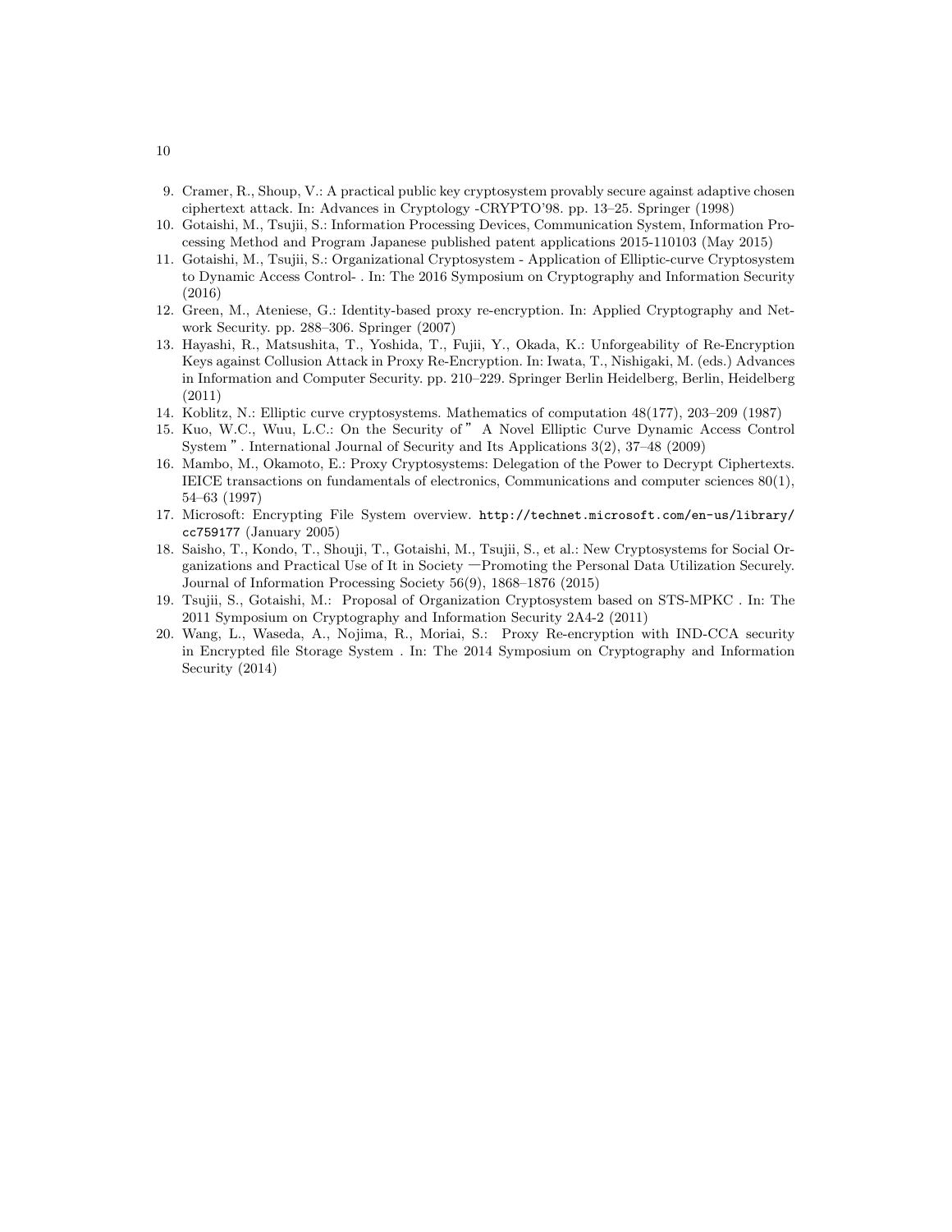9. Cramer, R., Shoup, V.: A practical public key cryptosystem provably secure against adaptive chosen ciphertext attack. In: Advances in Cryptology -CRYPTO'98. pp. 13–25. Springer (1998)
10. Gotaishi, M., Tsujii, S.: Information Processing Devices, Communication System, Information Processing Method and Program Japanese published patent applications 2015-110103 (May 2015)
11. Gotaishi, M., Tsujii, S.: Organizational Cryptosystem - Application of Elliptic-curve Cryptosystem to Dynamic Access Control- . In: The 2016 Symposium on Cryptography and Information Security (2016)
12. Green, M., Ateniese, G.: Identity-based proxy re-encryption. In: Applied Cryptography and Network Security. pp. 288–306. Springer (2007)
13. Hayashi, R., Matsushita, T., Yoshida, T., Fujii, Y., Okada, K.: Unforgeability of Re-Encryption Keys against Collusion Attack in Proxy Re-Encryption. In: Iwata, T., Nishigaki, M. (eds.) Advances in Information and Computer Security. pp. 210–229. Springer Berlin Heidelberg, Berlin, Heidelberg (2011)
14. Koblitz, N.: Elliptic curve cryptosystems. Mathematics of computation 48(177), 203–209 (1987)
15. Kuo, W.C., Wuu, L.C.: On the Security of " A Novel Elliptic Curve Dynamic Access Control System ". International Journal of Security and Its Applications 3(2), 37–48 (2009)
16. Mambo, M., Okamoto, E.: Proxy Cryptosystems: Delegation of the Power to Decrypt Ciphertexts. IEICE transactions on fundamentals of electronics, Communications and computer sciences 80(1), 54–63 (1997)
17. Microsoft: Encrypting File System overview. http://technet.microsoft.com/en-us/library/cc759177 (January 2005)
18. Saisho, T., Kondo, T., Shouji, T., Gotaishi, M., Tsujii, S., et al.: New Cryptosystems for Social Organizations and Practical Use of It in Society —Promoting the Personal Data Utilization Securely. Journal of Information Processing Society 56(9), 1868–1876 (2015)
19. Tsujii, S., Gotaishi, M.: Proposal of Organization Cryptosystem based on STS-MPKC . In: The 2011 Symposium on Cryptography and Information Security 2A4-2 (2011)
20. Wang, L., Waseda, A., Nojima, R., Moriai, S.: Proxy Re-encryption with IND-CCA security in Encrypted file Storage System . In: The 2014 Symposium on Cryptography and Information Security (2014)